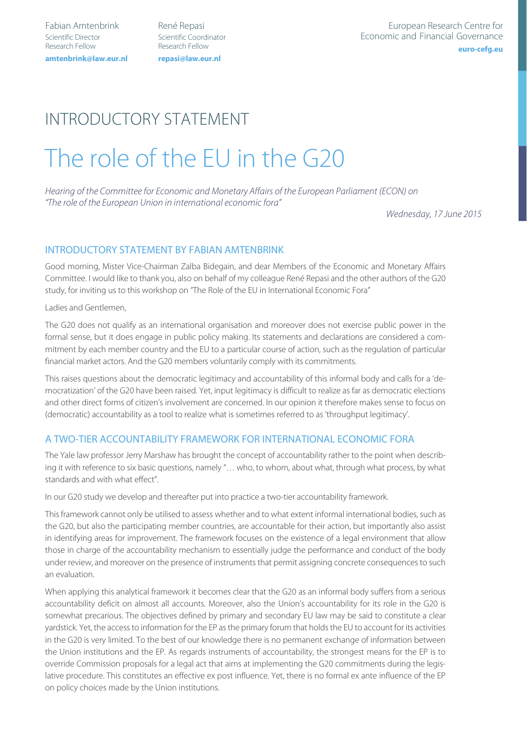Fabian Amtenbrink
Scientific Director
Research Fellow
**amtenbrink@law.eur.nl**

René Repasi
Scientific Coordinator
Research Fellow
**repasi@law.eur.nl**

European Research Centre for Economic and Financial Governance
**euro-cefg.eu**

INTRODUCTORY STATEMENT

# The role of the EU in the G20

*Hearing of the Committee for Economic and Monetary Affairs of the European Parliament (ECON) on "The role of the European Union in international economic fora"*

*Wednesday, 17 June 2015*

## INTRODUCTORY STATEMENT BY FABIAN AMTENBRINK

Good morning, Mister Vice-Chairman Zalba Bidegain, and dear Members of the Economic and Monetary Affairs Committee. I would like to thank you, also on behalf of my colleague René Repasi and the other authors of the G20 study, for inviting us to this workshop on "The Role of the EU in International Economic Fora"

Ladies and Gentlemen,

The G20 does not qualify as an international organisation and moreover does not exercise public power in the formal sense, but it does engage in public policy making. Its statements and declarations are considered a commitment by each member country and the EU to a particular course of action, such as the regulation of particular financial market actors. And the G20 members voluntarily comply with its commitments.

This raises questions about the democratic legitimacy and accountability of this informal body and calls for a 'democratization' of the G20 have been raised. Yet, input legitimacy is difficult to realize as far as democratic elections and other direct forms of citizen's involvement are concerned. In our opinion it therefore makes sense to focus on (democratic) accountability as a tool to realize what is sometimes referred to as 'throughput legitimacy'.

## A TWO-TIER ACCOUNTABILITY FRAMEWORK FOR INTERNATIONAL ECONOMIC FORA

The Yale law professor Jerry Marshaw has brought the concept of accountability rather to the point when describing it with reference to six basic questions, namely "… who, to whom, about what, through what process, by what standards and with what effect".

In our G20 study we develop and thereafter put into practice a two-tier accountability framework.

This framework cannot only be utilised to assess whether and to what extent informal international bodies, such as the G20, but also the participating member countries, are accountable for their action, but importantly also assist in identifying areas for improvement. The framework focuses on the existence of a legal environment that allow those in charge of the accountability mechanism to essentially judge the performance and conduct of the body under review, and moreover on the presence of instruments that permit assigning concrete consequences to such an evaluation.

When applying this analytical framework it becomes clear that the G20 as an informal body suffers from a serious accountability deficit on almost all accounts. Moreover, also the Union's accountability for its role in the G20 is somewhat precarious. The objectives defined by primary and secondary EU law may be said to constitute a clear yardstick. Yet, the access to information for the EP as the primary forum that holds the EU to account for its activities in the G20 is very limited. To the best of our knowledge there is no permanent exchange of information between the Union institutions and the EP. As regards instruments of accountability, the strongest means for the EP is to override Commission proposals for a legal act that aims at implementing the G20 commitments during the legislative procedure. This constitutes an effective ex post influence. Yet, there is no formal ex ante influence of the EP on policy choices made by the Union institutions.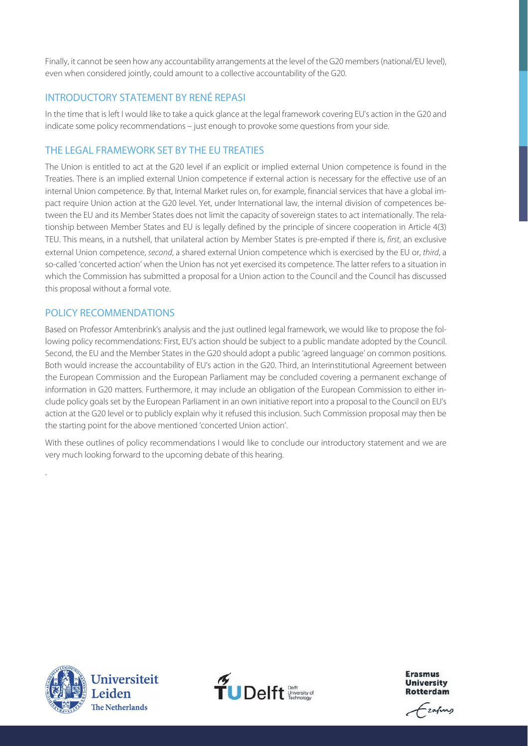Finally, it cannot be seen how any accountability arrangements at the level of the G20 members (national/EU level), even when considered jointly, could amount to a collective accountability of the G20.

## INTRODUCTORY STATEMENT BY RENÉ REPASI

In the time that is left I would like to take a quick glance at the legal framework covering EU's action in the G20 and indicate some policy recommendations – just enough to provoke some questions from your side.

## THE LEGAL FRAMEWORK SET BY THE EU TREATIES

The Union is entitled to act at the G20 level if an explicit or implied external Union competence is found in the Treaties. There is an implied external Union competence if external action is necessary for the effective use of an internal Union competence. By that, Internal Market rules on, for example, financial services that have a global impact require Union action at the G20 level. Yet, under International law, the internal division of competences between the EU and its Member States does not limit the capacity of sovereign states to act internationally. The relationship between Member States and EU is legally defined by the principle of sincere cooperation in Article 4(3) TEU. This means, in a nutshell, that unilateral action by Member States is pre-empted if there is, *first*, an exclusive external Union competence, *second*, a shared external Union competence which is exercised by the EU or, *third*, a so-called 'concerted action' when the Union has not yet exercised its competence. The latter refers to a situation in which the Commission has submitted a proposal for a Union action to the Council and the Council has discussed this proposal without a formal vote.

## POLICY RECOMMENDATIONS

Based on Professor Amtenbrink's analysis and the just outlined legal framework, we would like to propose the following policy recommendations: First, EU's action should be subject to a public mandate adopted by the Council. Second, the EU and the Member States in the G20 should adopt a public 'agreed language' on common positions. Both would increase the accountability of EU's action in the G20. Third, an Interinstitutional Agreement between the European Commission and the European Parliament may be concluded covering a permanent exchange of information in G20 matters. Furthermore, it may include an obligation of the European Commission to either include policy goals set by the European Parliament in an own initiative report into a proposal to the Council on EU's action at the G20 level or to publicly explain why it refused this inclusion. Such Commission proposal may then be the starting point for the above mentioned 'concerted Union action'.

With these outlines of policy recommendations I would like to conclude our introductory statement and we are very much looking forward to the upcoming debate of this hearing.

.